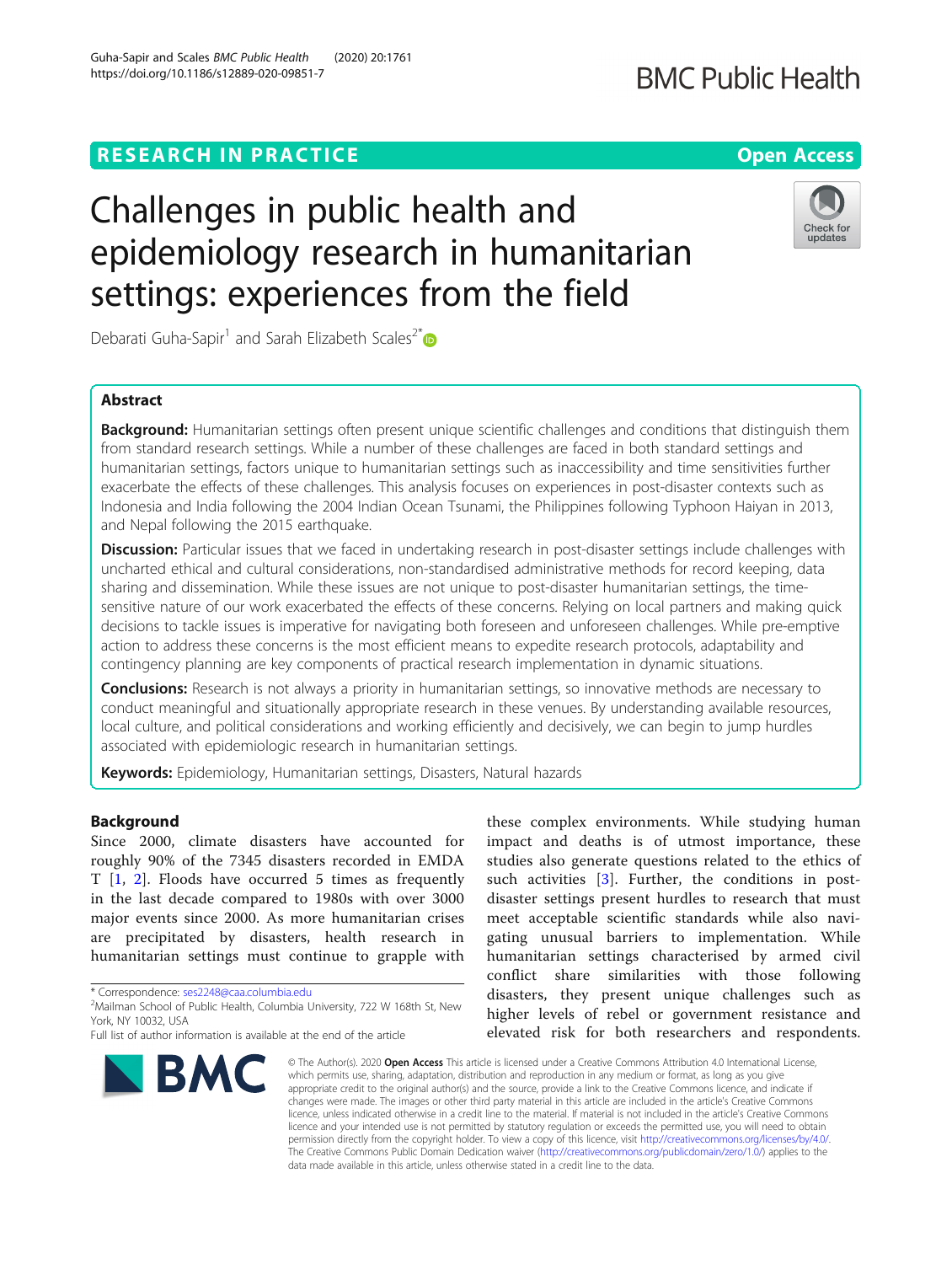RESEARCH IN PRACTICE

Open Access

# Challenges in public health and epidemiology research in humanitarian settings: experiences from the field

Debarati Guha-Sapir[1] and Sarah Elizabeth Scales[2*]

## Abstract

**Background:** Humanitarian settings often present unique scientific challenges and conditions that distinguish them from standard research settings. While a number of these challenges are faced in both standard settings and humanitarian settings, factors unique to humanitarian settings such as inaccessibility and time sensitivities further exacerbate the effects of these challenges. This analysis focuses on experiences in post-disaster contexts such as Indonesia and India following the 2004 Indian Ocean Tsunami, the Philippines following Typhoon Haiyan in 2013, and Nepal following the 2015 earthquake.

**Discussion:** Particular issues that we faced in undertaking research in post-disaster settings include challenges with uncharted ethical and cultural considerations, non-standardised administrative methods for record keeping, data sharing and dissemination. While these issues are not unique to post-disaster humanitarian settings, the time-sensitive nature of our work exacerbated the effects of these concerns. Relying on local partners and making quick decisions to tackle issues is imperative for navigating both foreseen and unforeseen challenges. While pre-emptive action to address these concerns is the most efficient means to expedite research protocols, adaptability and contingency planning are key components of practical research implementation in dynamic situations.

**Conclusions:** Research is not always a priority in humanitarian settings, so innovative methods are necessary to conduct meaningful and situationally appropriate research in these venues. By understanding available resources, local culture, and political considerations and working efficiently and decisively, we can begin to jump hurdles associated with epidemiologic research in humanitarian settings.

**Keywords:** Epidemiology, Humanitarian settings, Disasters, Natural hazards

## Background

Since 2000, climate disasters have accounted for roughly 90% of the 7345 disasters recorded in EMDAT [1, 2]. Floods have occurred 5 times as frequently in the last decade compared to 1980s with over 3000 major events since 2000. As more humanitarian crises are precipitated by disasters, health research in humanitarian settings must continue to grapple with these complex environments. While studying human impact and deaths is of utmost importance, these studies also generate questions related to the ethics of such activities [3]. Further, the conditions in post-disaster settings present hurdles to research that must meet acceptable scientific standards while also navigating unusual barriers to implementation. While humanitarian settings characterised by armed civil conflict share similarities with those following disasters, they present unique challenges such as higher levels of rebel or government resistance and elevated risk for both researchers and respondents.

* Correspondence: ses2248@caa.columbia.edu
[2]Mailman School of Public Health, Columbia University, 722 W 168th St, New York, NY 10032, USA
Full list of author information is available at the end of the article

© The Author(s). 2020 **Open Access** This article is licensed under a Creative Commons Attribution 4.0 International License, which permits use, sharing, adaptation, distribution and reproduction in any medium or format, as long as you give appropriate credit to the original author(s) and the source, provide a link to the Creative Commons licence, and indicate if changes were made. The images or other third party material in this article are included in the article's Creative Commons licence, unless indicated otherwise in a credit line to the material. If material is not included in the article's Creative Commons licence and your intended use is not permitted by statutory regulation or exceeds the permitted use, you will need to obtain permission directly from the copyright holder. To view a copy of this licence, visit http://creativecommons.org/licenses/by/4.0/. The Creative Commons Public Domain Dedication waiver (http://creativecommons.org/publicdomain/zero/1.0/) applies to the data made available in this article, unless otherwise stated in a credit line to the data.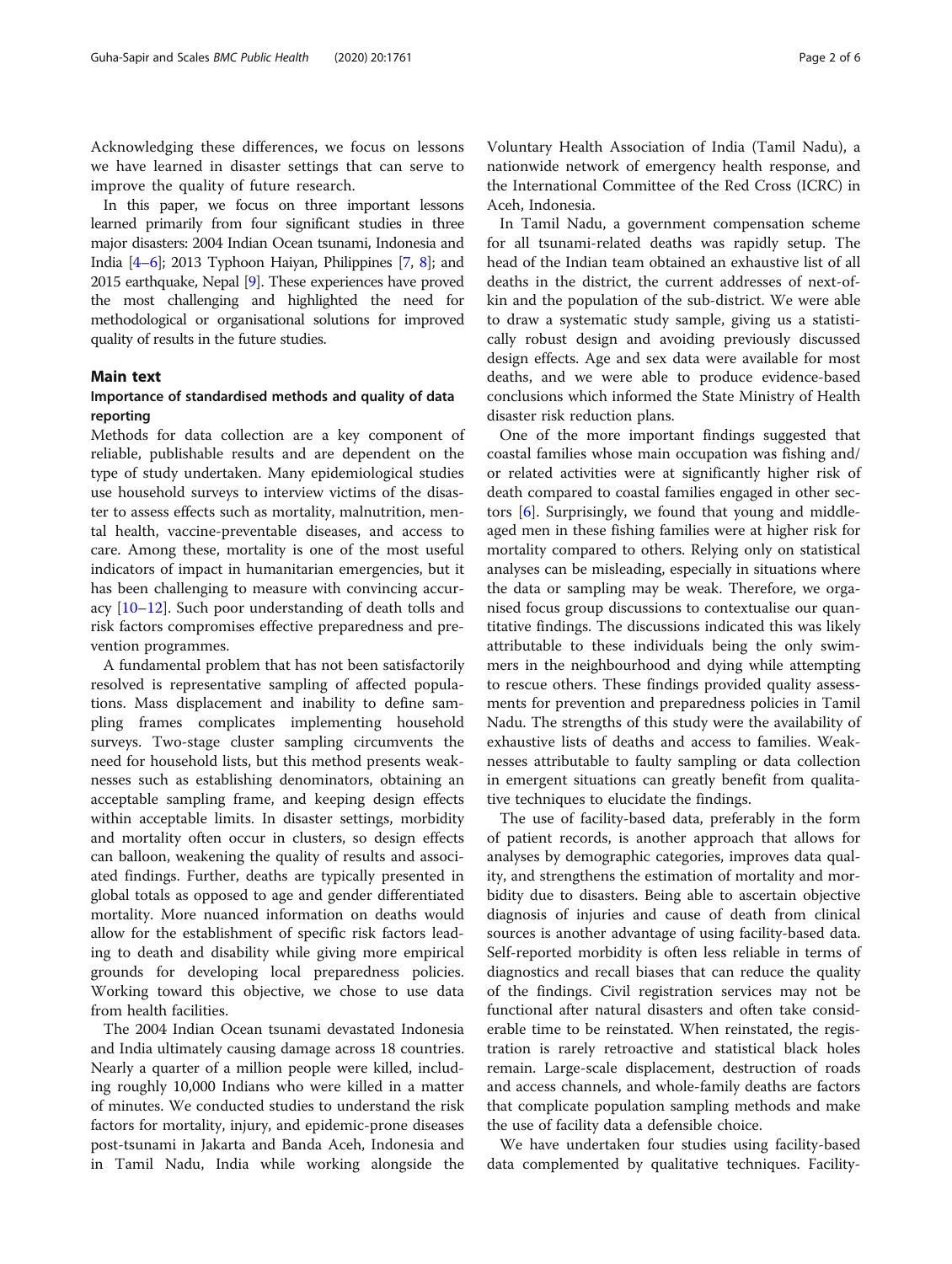Acknowledging these differences, we focus on lessons we have learned in disaster settings that can serve to improve the quality of future research.

In this paper, we focus on three important lessons learned primarily from four significant studies in three major disasters: 2004 Indian Ocean tsunami, Indonesia and India [4–6]; 2013 Typhoon Haiyan, Philippines [7, 8]; and 2015 earthquake, Nepal [9]. These experiences have proved the most challenging and highlighted the need for methodological or organisational solutions for improved quality of results in the future studies.

## Main text

### Importance of standardised methods and quality of data reporting

Methods for data collection are a key component of reliable, publishable results and are dependent on the type of study undertaken. Many epidemiological studies use household surveys to interview victims of the disaster to assess effects such as mortality, malnutrition, mental health, vaccine-preventable diseases, and access to care. Among these, mortality is one of the most useful indicators of impact in humanitarian emergencies, but it has been challenging to measure with convincing accuracy [10–12]. Such poor understanding of death tolls and risk factors compromises effective preparedness and prevention programmes.

A fundamental problem that has not been satisfactorily resolved is representative sampling of affected populations. Mass displacement and inability to define sampling frames complicates implementing household surveys. Two-stage cluster sampling circumvents the need for household lists, but this method presents weaknesses such as establishing denominators, obtaining an acceptable sampling frame, and keeping design effects within acceptable limits. In disaster settings, morbidity and mortality often occur in clusters, so design effects can balloon, weakening the quality of results and associated findings. Further, deaths are typically presented in global totals as opposed to age and gender differentiated mortality. More nuanced information on deaths would allow for the establishment of specific risk factors leading to death and disability while giving more empirical grounds for developing local preparedness policies. Working toward this objective, we chose to use data from health facilities.

The 2004 Indian Ocean tsunami devastated Indonesia and India ultimately causing damage across 18 countries. Nearly a quarter of a million people were killed, including roughly 10,000 Indians who were killed in a matter of minutes. We conducted studies to understand the risk factors for mortality, injury, and epidemic-prone diseases post-tsunami in Jakarta and Banda Aceh, Indonesia and in Tamil Nadu, India while working alongside the Voluntary Health Association of India (Tamil Nadu), a nationwide network of emergency health response, and the International Committee of the Red Cross (ICRC) in Aceh, Indonesia.

In Tamil Nadu, a government compensation scheme for all tsunami-related deaths was rapidly setup. The head of the Indian team obtained an exhaustive list of all deaths in the district, the current addresses of next-of-kin and the population of the sub-district. We were able to draw a systematic study sample, giving us a statistically robust design and avoiding previously discussed design effects. Age and sex data were available for most deaths, and we were able to produce evidence-based conclusions which informed the State Ministry of Health disaster risk reduction plans.

One of the more important findings suggested that coastal families whose main occupation was fishing and/or related activities were at significantly higher risk of death compared to coastal families engaged in other sectors [6]. Surprisingly, we found that young and middle-aged men in these fishing families were at higher risk for mortality compared to others. Relying only on statistical analyses can be misleading, especially in situations where the data or sampling may be weak. Therefore, we organised focus group discussions to contextualise our quantitative findings. The discussions indicated this was likely attributable to these individuals being the only swimmers in the neighbourhood and dying while attempting to rescue others. These findings provided quality assessments for prevention and preparedness policies in Tamil Nadu. The strengths of this study were the availability of exhaustive lists of deaths and access to families. Weaknesses attributable to faulty sampling or data collection in emergent situations can greatly benefit from qualitative techniques to elucidate the findings.

The use of facility-based data, preferably in the form of patient records, is another approach that allows for analyses by demographic categories, improves data quality, and strengthens the estimation of mortality and morbidity due to disasters. Being able to ascertain objective diagnosis of injuries and cause of death from clinical sources is another advantage of using facility-based data. Self-reported morbidity is often less reliable in terms of diagnostics and recall biases that can reduce the quality of the findings. Civil registration services may not be functional after natural disasters and often take considerable time to be reinstated. When reinstated, the registration is rarely retroactive and statistical black holes remain. Large-scale displacement, destruction of roads and access channels, and whole-family deaths are factors that complicate population sampling methods and make the use of facility data a defensible choice.

We have undertaken four studies using facility-based data complemented by qualitative techniques. Facility-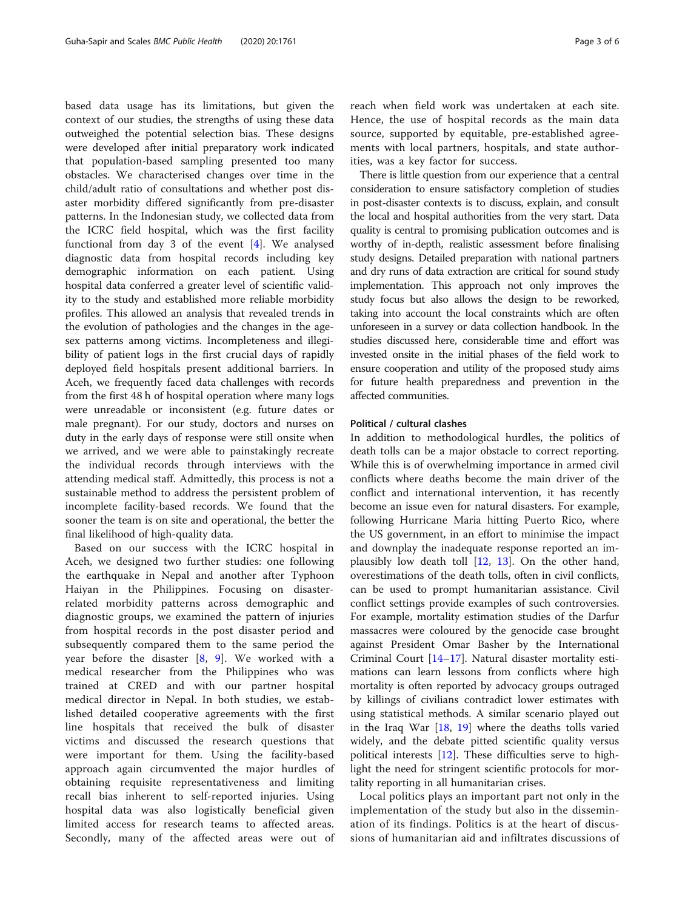based data usage has its limitations, but given the context of our studies, the strengths of using these data outweighed the potential selection bias. These designs were developed after initial preparatory work indicated that population-based sampling presented too many obstacles. We characterised changes over time in the child/adult ratio of consultations and whether post disaster morbidity differed significantly from pre-disaster patterns. In the Indonesian study, we collected data from the ICRC field hospital, which was the first facility functional from day 3 of the event [4]. We analysed diagnostic data from hospital records including key demographic information on each patient. Using hospital data conferred a greater level of scientific validity to the study and established more reliable morbidity profiles. This allowed an analysis that revealed trends in the evolution of pathologies and the changes in the age-sex patterns among victims. Incompleteness and illegibility of patient logs in the first crucial days of rapidly deployed field hospitals present additional barriers. In Aceh, we frequently faced data challenges with records from the first 48 h of hospital operation where many logs were unreadable or inconsistent (e.g. future dates or male pregnant). For our study, doctors and nurses on duty in the early days of response were still onsite when we arrived, and we were able to painstakingly recreate the individual records through interviews with the attending medical staff. Admittedly, this process is not a sustainable method to address the persistent problem of incomplete facility-based records. We found that the sooner the team is on site and operational, the better the final likelihood of high-quality data.

Based on our success with the ICRC hospital in Aceh, we designed two further studies: one following the earthquake in Nepal and another after Typhoon Haiyan in the Philippines. Focusing on disaster-related morbidity patterns across demographic and diagnostic groups, we examined the pattern of injuries from hospital records in the post disaster period and subsequently compared them to the same period the year before the disaster [8, 9]. We worked with a medical researcher from the Philippines who was trained at CRED and with our partner hospital medical director in Nepal. In both studies, we established detailed cooperative agreements with the first line hospitals that received the bulk of disaster victims and discussed the research questions that were important for them. Using the facility-based approach again circumvented the major hurdles of obtaining requisite representativeness and limiting recall bias inherent to self-reported injuries. Using hospital data was also logistically beneficial given limited access for research teams to affected areas. Secondly, many of the affected areas were out of reach when field work was undertaken at each site. Hence, the use of hospital records as the main data source, supported by equitable, pre-established agreements with local partners, hospitals, and state authorities, was a key factor for success.

There is little question from our experience that a central consideration to ensure satisfactory completion of studies in post-disaster contexts is to discuss, explain, and consult the local and hospital authorities from the very start. Data quality is central to promising publication outcomes and is worthy of in-depth, realistic assessment before finalising study designs. Detailed preparation with national partners and dry runs of data extraction are critical for sound study implementation. This approach not only improves the study focus but also allows the design to be reworked, taking into account the local constraints which are often unforeseen in a survey or data collection handbook. In the studies discussed here, considerable time and effort was invested onsite in the initial phases of the field work to ensure cooperation and utility of the proposed study aims for future health preparedness and prevention in the affected communities.

### Political / cultural clashes

In addition to methodological hurdles, the politics of death tolls can be a major obstacle to correct reporting. While this is of overwhelming importance in armed civil conflicts where deaths become the main driver of the conflict and international intervention, it has recently become an issue even for natural disasters. For example, following Hurricane Maria hitting Puerto Rico, where the US government, in an effort to minimise the impact and downplay the inadequate response reported an implausibly low death toll [12, 13]. On the other hand, overestimations of the death tolls, often in civil conflicts, can be used to prompt humanitarian assistance. Civil conflict settings provide examples of such controversies. For example, mortality estimation studies of the Darfur massacres were coloured by the genocide case brought against President Omar Basher by the International Criminal Court [14–17]. Natural disaster mortality estimations can learn lessons from conflicts where high mortality is often reported by advocacy groups outraged by killings of civilians contradict lower estimates with using statistical methods. A similar scenario played out in the Iraq War [18, 19] where the deaths tolls varied widely, and the debate pitted scientific quality versus political interests [12]. These difficulties serve to highlight the need for stringent scientific protocols for mortality reporting in all humanitarian crises.

Local politics plays an important part not only in the implementation of the study but also in the dissemination of its findings. Politics is at the heart of discussions of humanitarian aid and infiltrates discussions of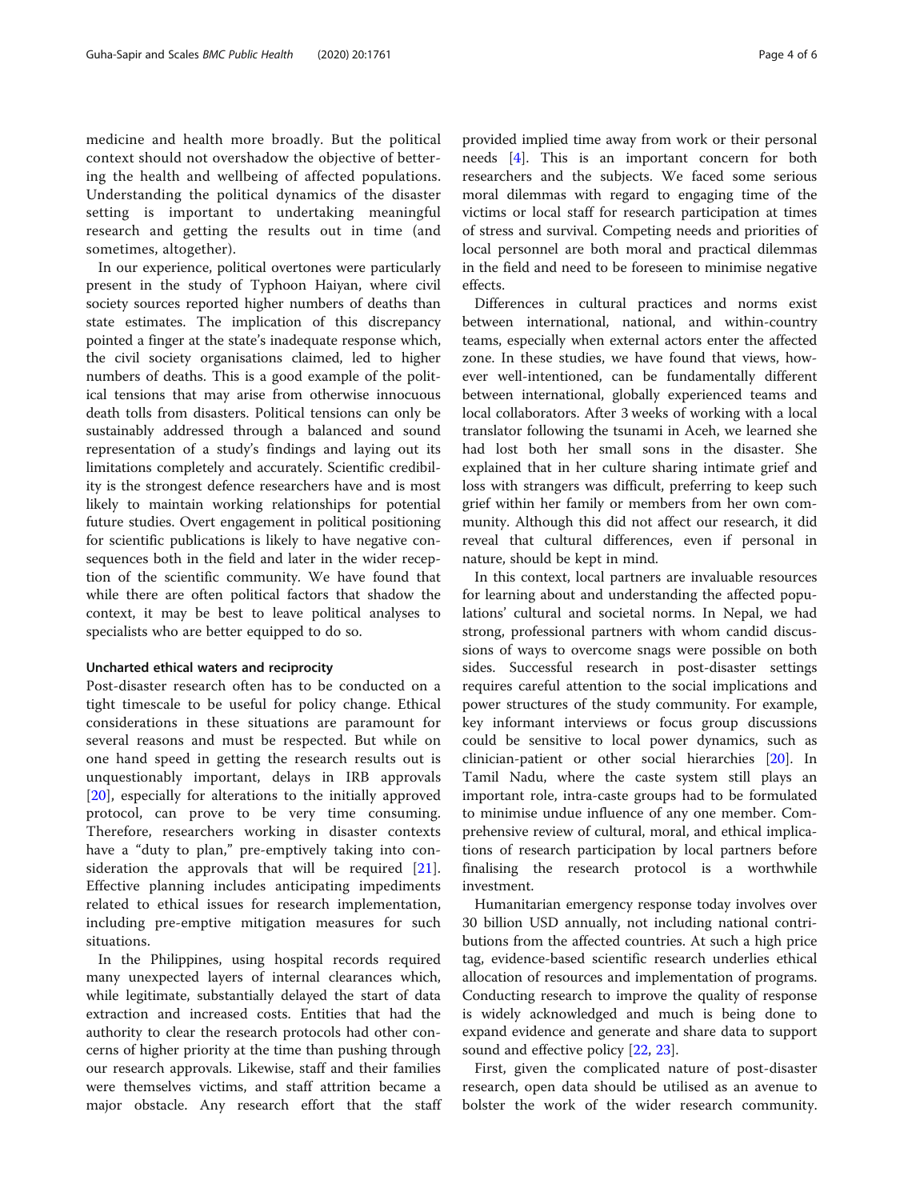medicine and health more broadly. But the political context should not overshadow the objective of bettering the health and wellbeing of affected populations. Understanding the political dynamics of the disaster setting is important to undertaking meaningful research and getting the results out in time (and sometimes, altogether).

In our experience, political overtones were particularly present in the study of Typhoon Haiyan, where civil society sources reported higher numbers of deaths than state estimates. The implication of this discrepancy pointed a finger at the state's inadequate response which, the civil society organisations claimed, led to higher numbers of deaths. This is a good example of the political tensions that may arise from otherwise innocuous death tolls from disasters. Political tensions can only be sustainably addressed through a balanced and sound representation of a study's findings and laying out its limitations completely and accurately. Scientific credibility is the strongest defence researchers have and is most likely to maintain working relationships for potential future studies. Overt engagement in political positioning for scientific publications is likely to have negative consequences both in the field and later in the wider reception of the scientific community. We have found that while there are often political factors that shadow the context, it may be best to leave political analyses to specialists who are better equipped to do so.

### Uncharted ethical waters and reciprocity

Post-disaster research often has to be conducted on a tight timescale to be useful for policy change. Ethical considerations in these situations are paramount for several reasons and must be respected. But while on one hand speed in getting the research results out is unquestionably important, delays in IRB approvals [20], especially for alterations to the initially approved protocol, can prove to be very time consuming. Therefore, researchers working in disaster contexts have a "duty to plan," pre-emptively taking into consideration the approvals that will be required [21]. Effective planning includes anticipating impediments related to ethical issues for research implementation, including pre-emptive mitigation measures for such situations.

In the Philippines, using hospital records required many unexpected layers of internal clearances which, while legitimate, substantially delayed the start of data extraction and increased costs. Entities that had the authority to clear the research protocols had other concerns of higher priority at the time than pushing through our research approvals. Likewise, staff and their families were themselves victims, and staff attrition became a major obstacle. Any research effort that the staff provided implied time away from work or their personal needs [4]. This is an important concern for both researchers and the subjects. We faced some serious moral dilemmas with regard to engaging time of the victims or local staff for research participation at times of stress and survival. Competing needs and priorities of local personnel are both moral and practical dilemmas in the field and need to be foreseen to minimise negative effects.

Differences in cultural practices and norms exist between international, national, and within-country teams, especially when external actors enter the affected zone. In these studies, we have found that views, however well-intentioned, can be fundamentally different between international, globally experienced teams and local collaborators. After 3 weeks of working with a local translator following the tsunami in Aceh, we learned she had lost both her small sons in the disaster. She explained that in her culture sharing intimate grief and loss with strangers was difficult, preferring to keep such grief within her family or members from her own community. Although this did not affect our research, it did reveal that cultural differences, even if personal in nature, should be kept in mind.

In this context, local partners are invaluable resources for learning about and understanding the affected populations' cultural and societal norms. In Nepal, we had strong, professional partners with whom candid discussions of ways to overcome snags were possible on both sides. Successful research in post-disaster settings requires careful attention to the social implications and power structures of the study community. For example, key informant interviews or focus group discussions could be sensitive to local power dynamics, such as clinician-patient or other social hierarchies [20]. In Tamil Nadu, where the caste system still plays an important role, intra-caste groups had to be formulated to minimise undue influence of any one member. Comprehensive review of cultural, moral, and ethical implications of research participation by local partners before finalising the research protocol is a worthwhile investment.

Humanitarian emergency response today involves over 30 billion USD annually, not including national contributions from the affected countries. At such a high price tag, evidence-based scientific research underlies ethical allocation of resources and implementation of programs. Conducting research to improve the quality of response is widely acknowledged and much is being done to expand evidence and generate and share data to support sound and effective policy [22, 23].

First, given the complicated nature of post-disaster research, open data should be utilised as an avenue to bolster the work of the wider research community.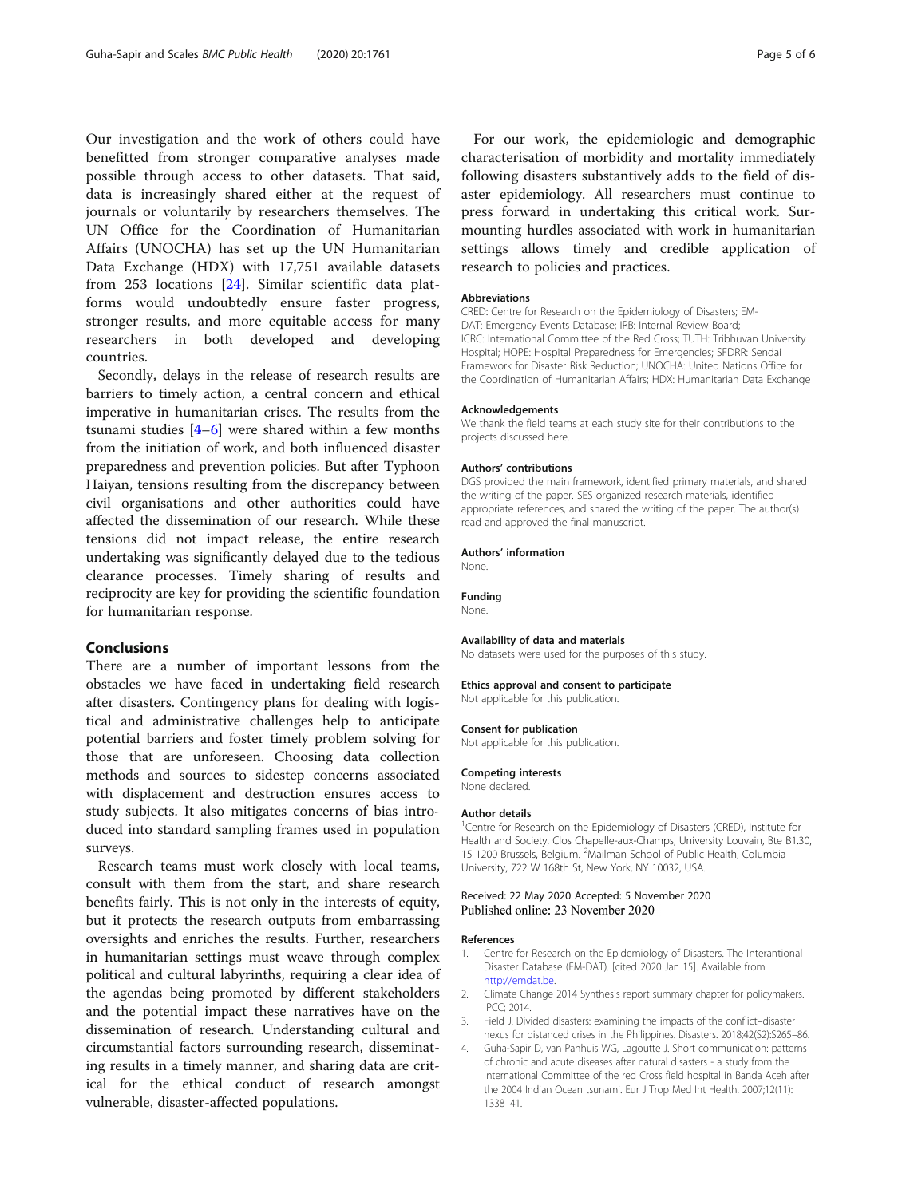Our investigation and the work of others could have benefitted from stronger comparative analyses made possible through access to other datasets. That said, data is increasingly shared either at the request of journals or voluntarily by researchers themselves. The UN Office for the Coordination of Humanitarian Affairs (UNOCHA) has set up the UN Humanitarian Data Exchange (HDX) with 17,751 available datasets from 253 locations [24]. Similar scientific data platforms would undoubtedly ensure faster progress, stronger results, and more equitable access for many researchers in both developed and developing countries.

Secondly, delays in the release of research results are barriers to timely action, a central concern and ethical imperative in humanitarian crises. The results from the tsunami studies [4–6] were shared within a few months from the initiation of work, and both influenced disaster preparedness and prevention policies. But after Typhoon Haiyan, tensions resulting from the discrepancy between civil organisations and other authorities could have affected the dissemination of our research. While these tensions did not impact release, the entire research undertaking was significantly delayed due to the tedious clearance processes. Timely sharing of results and reciprocity are key for providing the scientific foundation for humanitarian response.

## Conclusions

There are a number of important lessons from the obstacles we have faced in undertaking field research after disasters. Contingency plans for dealing with logistical and administrative challenges help to anticipate potential barriers and foster timely problem solving for those that are unforeseen. Choosing data collection methods and sources to sidestep concerns associated with displacement and destruction ensures access to study subjects. It also mitigates concerns of bias introduced into standard sampling frames used in population surveys.

Research teams must work closely with local teams, consult with them from the start, and share research benefits fairly. This is not only in the interests of equity, but it protects the research outputs from embarrassing oversights and enriches the results. Further, researchers in humanitarian settings must weave through complex political and cultural labyrinths, requiring a clear idea of the agendas being promoted by different stakeholders and the potential impact these narratives have on the dissemination of research. Understanding cultural and circumstantial factors surrounding research, disseminating results in a timely manner, and sharing data are critical for the ethical conduct of research amongst vulnerable, disaster-affected populations.

For our work, the epidemiologic and demographic characterisation of morbidity and mortality immediately following disasters substantively adds to the field of disaster epidemiology. All researchers must continue to press forward in undertaking this critical work. Surmounting hurdles associated with work in humanitarian settings allows timely and credible application of research to policies and practices.

#### Abbreviations

CRED: Centre for Research on the Epidemiology of Disasters; EM-DAT: Emergency Events Database; IRB: Internal Review Board; ICRC: International Committee of the Red Cross; TUTH: Tribhuvan University Hospital; HOPE: Hospital Preparedness for Emergencies; SFDRR: Sendai Framework for Disaster Risk Reduction; UNOCHA: United Nations Office for the Coordination of Humanitarian Affairs; HDX: Humanitarian Data Exchange

#### Acknowledgements

We thank the field teams at each study site for their contributions to the projects discussed here.

#### Authors' contributions

DGS provided the main framework, identified primary materials, and shared the writing of the paper. SES organized research materials, identified appropriate references, and shared the writing of the paper. The author(s) read and approved the final manuscript.

#### Authors' information

None.

#### Funding

None.

#### Availability of data and materials

No datasets were used for the purposes of this study.

#### Ethics approval and consent to participate

Not applicable for this publication.

#### Consent for publication

Not applicable for this publication.

#### Competing interests

None declared.

#### Author details

[1]Centre for Research on the Epidemiology of Disasters (CRED), Institute for Health and Society, Clos Chapelle-aux-Champs, University Louvain, Bte B1.30, 15 1200 Brussels, Belgium. [2]Mailman School of Public Health, Columbia University, 722 W 168th St, New York, NY 10032, USA.

Received: 22 May 2020 Accepted: 5 November 2020
Published online: 23 November 2020

#### References

1. Centre for Research on the Epidemiology of Disasters. The Interantional Disaster Database (EM-DAT). [cited 2020 Jan 15]. Available from http://emdat.be.
2. Climate Change 2014 Synthesis report summary chapter for policymakers. IPCC; 2014.
3. Field J. Divided disasters: examining the impacts of the conflict–disaster nexus for distanced crises in the Philippines. Disasters. 2018;42(S2):S265–86.
4. Guha-Sapir D, van Panhuis WG, Lagoutte J. Short communication: patterns of chronic and acute diseases after natural disasters - a study from the International Committee of the red Cross field hospital in Banda Aceh after the 2004 Indian Ocean tsunami. Eur J Trop Med Int Health. 2007;12(11): 1338–41.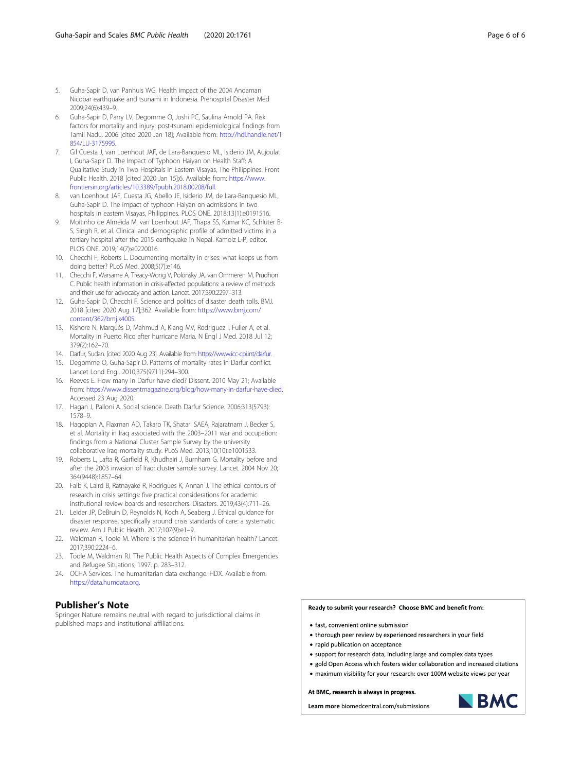5. Guha-Sapir D, van Panhuis WG. Health impact of the 2004 Andaman Nicobar earthquake and tsunami in Indonesia. Prehospital Disaster Med 2009;24(6):439–9.
6. Guha-Sapir D, Parry LV, Degomme O, Joshi PC, Saulina Arnold PA. Risk factors for mortality and injury: post-tsunami epidemiological findings from Tamil Nadu. 2006 [cited 2020 Jan 18]; Available from: http://hdl.handle.net/1854/LU-3175995.
7. Gil Cuesta J, van Loenhout JAF, de Lara-Banquesio ML, Isiderio JM, Aujoulat I, Guha-Sapir D. The Impact of Typhoon Haiyan on Health Staff: A Qualitative Study in Two Hospitals in Eastern Visayas, The Philippines. Front Public Health. 2018 [cited 2020 Jan 15];6. Available from: https://www.frontiersin.org/articles/10.3389/fpubh.2018.00208/full.
8. van Loenhout JAF, Cuesta JG, Abello JE, Isiderio JM, de Lara-Banquesio ML, Guha-Sapir D. The impact of typhoon Haiyan on admissions in two hospitals in eastern Visayas, Philippines. PLOS ONE. 2018;13(1):e0191516.
9. Moitinho de Almeida M, van Loenhout JAF, Thapa SS, Kumar KC, Schlüter B-S, Singh R, et al. Clinical and demographic profile of admitted victims in a tertiary hospital after the 2015 earthquake in Nepal. Kamolz L-P, editor. PLOS ONE. 2019;14(7):e0220016.
10. Checchi F, Roberts L. Documenting mortality in crises: what keeps us from doing better? PLoS Med. 2008;5(7):e146.
11. Checchi F, Warsame A, Treacy-Wong V, Polonsky JA, van Ommeren M, Prudhon C. Public health information in crisis-affected populations: a review of methods and their use for advocacy and action. Lancet. 2017;390:2297–313.
12. Guha-Sapir D, Checchi F. Science and politics of disaster death tolls. BMJ. 2018 [cited 2020 Aug 17];362. Available from: https://www.bmj.com/content/362/bmj.k4005.
13. Kishore N, Marqués D, Mahmud A, Kiang MV, Rodriguez I, Fuller A, et al. Mortality in Puerto Rico after hurricane Maria. N Engl J Med. 2018 Jul 12; 379(2):162–70.
14. Darfur, Sudan. [cited 2020 Aug 23]. Available from: https://www.icc-cpi.int/darfur.
15. Degomme O, Guha-Sapir D. Patterns of mortality rates in Darfur conflict. Lancet Lond Engl. 2010;375(9711):294–300.
16. Reeves E. How many in Darfur have died? Dissent. 2010 May 21; Available from: https://www.dissentmagazine.org/blog/how-many-in-darfur-have-died. Accessed 23 Aug 2020.
17. Hagan J, Palloni A. Social science. Death Darfur Science. 2006;313(5793): 1578–9.
18. Hagopian A, Flaxman AD, Takaro TK, Shatari SAEA, Rajaratnam J, Becker S, et al. Mortality in Iraq associated with the 2003–2011 war and occupation: findings from a National Cluster Sample Survey by the university collaborative Iraq mortality study. PLoS Med. 2013;10(10):e1001533.
19. Roberts L, Lafta R, Garfield R, Khudhairi J, Burnham G. Mortality before and after the 2003 invasion of Iraq: cluster sample survey. Lancet. 2004 Nov 20; 364(9448):1857–64.
20. Falb K, Laird B, Ratnayake R, Rodrigues K, Annan J. The ethical contours of research in crisis settings: five practical considerations for academic institutional review boards and researchers. Disasters. 2019;43(4):711–26.
21. Leider JP, DeBruin D, Reynolds N, Koch A, Seaberg J. Ethical guidance for disaster response, specifically around crisis standards of care: a systematic review. Am J Public Health. 2017;107(9):e1–9.
22. Waldman R, Toole M. Where is the science in humanitarian health? Lancet. 2017;390:2224–6.
23. Toole M, Waldman RJ. The Public Health Aspects of Complex Emergencies and Refugee Situations; 1997. p. 283–312.
24. OCHA Services. The humanitarian data exchange. HDX. Available from: https://data.humdata.org.

## Publisher's Note

Springer Nature remains neutral with regard to jurisdictional claims in published maps and institutional affiliations.

**Ready to submit your research? Choose BMC and benefit from:**

- fast, convenient online submission
- thorough peer review by experienced researchers in your field
- rapid publication on acceptance
- support for research data, including large and complex data types
- gold Open Access which fosters wider collaboration and increased citations
- maximum visibility for your research: over 100M website views per year

**At BMC, research is always in progress.**

**Learn more** biomedcentral.com/submissions

BMC